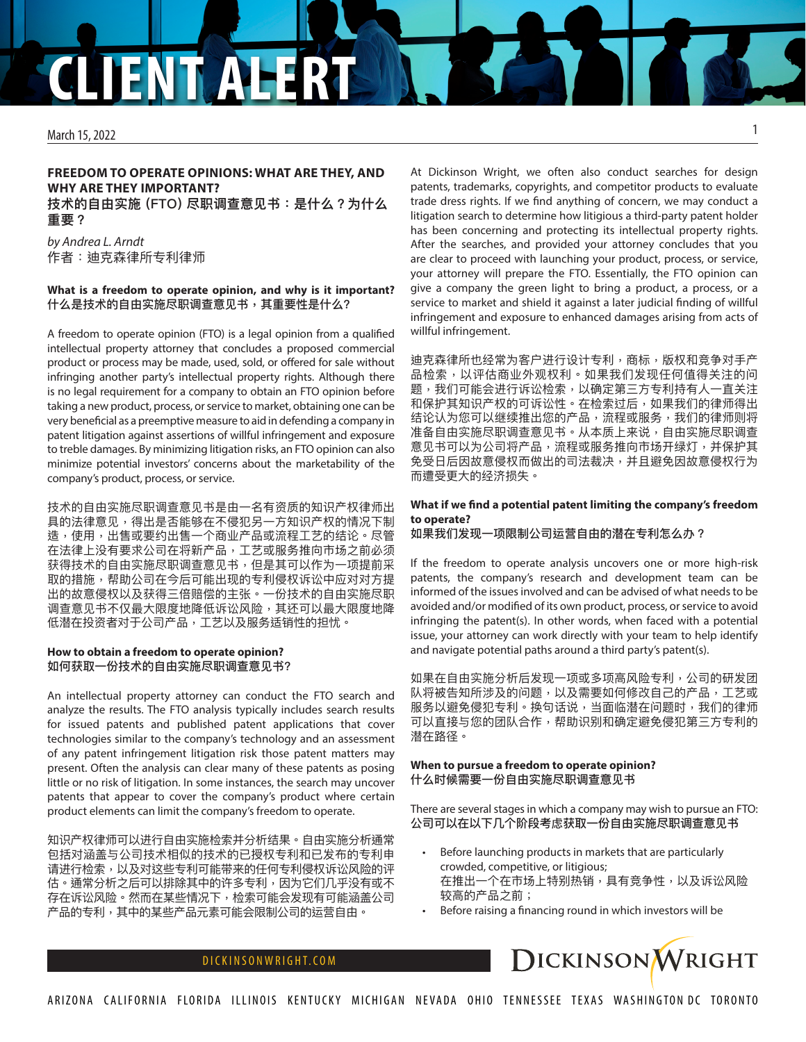# CLIENT ALERT

March 15, 2022

## FREEDOM TO OPERATE OPINIONS: WHAT ARE THEY, AND WHY ARE THEY IMPORTANT?
## 技术的自由实施（FTO）尽职调查意见书：是什么？为什么重要？

*by Andrea L. Arndt*
作者：迪克森律所专利律师

### What is a freedom to operate opinion, and why is it important?
### 什么是技术的自由实施尽职调查意见书，其重要性是什么?

A freedom to operate opinion (FTO) is a legal opinion from a qualified intellectual property attorney that concludes a proposed commercial product or process may be made, used, sold, or offered for sale without infringing another party's intellectual property rights. Although there is no legal requirement for a company to obtain an FTO opinion before taking a new product, process, or service to market, obtaining one can be very beneficial as a preemptive measure to aid in defending a company in patent litigation against assertions of willful infringement and exposure to treble damages. By minimizing litigation risks, an FTO opinion can also minimize potential investors' concerns about the marketability of the company's product, process, or service.

技术的自由实施尽职调查意见书是由一名有资质的知识产权律师出具的法律意见，得出是否能够在不侵犯另一方知识产权的情况下制造，使用，出售或要约出售一个商业产品或流程工艺的结论。尽管在法律上没有要求公司在将新产品，工艺或服务推向市场之前必须获得技术的自由实施尽职调查意见书，但是其可以作为一项提前采取的措施，帮助公司在今后可能出现的专利侵权诉讼中应对对方提出的故意侵权以及获得三倍赔偿的主张。一份技术的自由实施尽职调查意见书不仅最大限度地降低诉讼风险，其还可以最大限度地降低潜在投资者对于公司产品，工艺以及服务适销性的担忧。

### How to obtain a freedom to operate opinion?
### 如何获取一份技术的自由实施尽职调查意见书?

An intellectual property attorney can conduct the FTO search and analyze the results. The FTO analysis typically includes search results for issued patents and published patent applications that cover technologies similar to the company's technology and an assessment of any patent infringement litigation risk those patent matters may present. Often the analysis can clear many of these patents as posing little or no risk of litigation. In some instances, the search may uncover patents that appear to cover the company's product where certain product elements can limit the company's freedom to operate.

知识产权律师可以进行自由实施检索并分析结果。自由实施分析通常包括对涵盖与公司技术相似的技术的已授权专利和已发布的专利申请进行检索，以及对这些专利可能带来的任何专利侵权诉讼风险的评估。通常分析之后可以排除其中的许多专利，因为它们几乎没有或不存在诉讼风险。然而在某些情况下，检索可能会发现有可能涵盖公司产品的专利，其中的某些产品元素可能会限制公司的运营自由。

At Dickinson Wright, we often also conduct searches for design patents, trademarks, copyrights, and competitor products to evaluate trade dress rights. If we find anything of concern, we may conduct a litigation search to determine how litigious a third-party patent holder has been concerning and protecting its intellectual property rights. After the searches, and provided your attorney concludes that you are clear to proceed with launching your product, process, or service, your attorney will prepare the FTO. Essentially, the FTO opinion can give a company the green light to bring a product, a process, or a service to market and shield it against a later judicial finding of willful infringement and exposure to enhanced damages arising from acts of willful infringement.

迪克森律所也经常为客户进行设计专利，商标，版权和竞争对手产品检索，以评估商业外观权利。如果我们发现任何值得关注的问题，我们可能会进行诉讼检索，以确定第三方专利持有人一直关注和保护其知识产权的可诉讼性。在检索过后，如果我们的律师得出结论认为您可以继续推出您的产品，流程或服务，我们的律师则将准备自由实施尽职调查意见书。从本质上来说，自由实施尽职调查意见书可以为公司将产品，流程或服务推向市场开绿灯，并保护其免受日后因故意侵权而做出的司法裁决，并且避免因故意侵权行为而遭受更大的经济损失。

### What if we find a potential patent limiting the company's freedom to operate?
### 如果我们发现一项限制公司运营自由的潜在专利怎么办？

If the freedom to operate analysis uncovers one or more high-risk patents, the company's research and development team can be informed of the issues involved and can be advised of what needs to be avoided and/or modified of its own product, process, or service to avoid infringing the patent(s). In other words, when faced with a potential issue, your attorney can work directly with your team to help identify and navigate potential paths around a third party's patent(s).

如果在自由实施分析后发现一项或多项高风险专利，公司的研发团队将被告知所涉及的问题，以及需要如何修改自己的产品，工艺或服务以避免侵犯专利。换句话说，当面临潜在问题时，我们的律师可以直接与您的团队合作，帮助识别和确定避免侵犯第三方专利的潜在路径。

### When to pursue a freedom to operate opinion?
### 什么时候需要一份自由实施尽职调查意见书

There are several stages in which a company may wish to pursue an FTO:
**公司可以在以下几个阶段考虑获取一份自由实施尽职调查意见书**

- Before launching products in markets that are particularly crowded, competitive, or litigious;
  在推出一个在市场上特别热销，具有竞争性，以及诉讼风险较高的产品之前；
- Before raising a financing round in which investors will be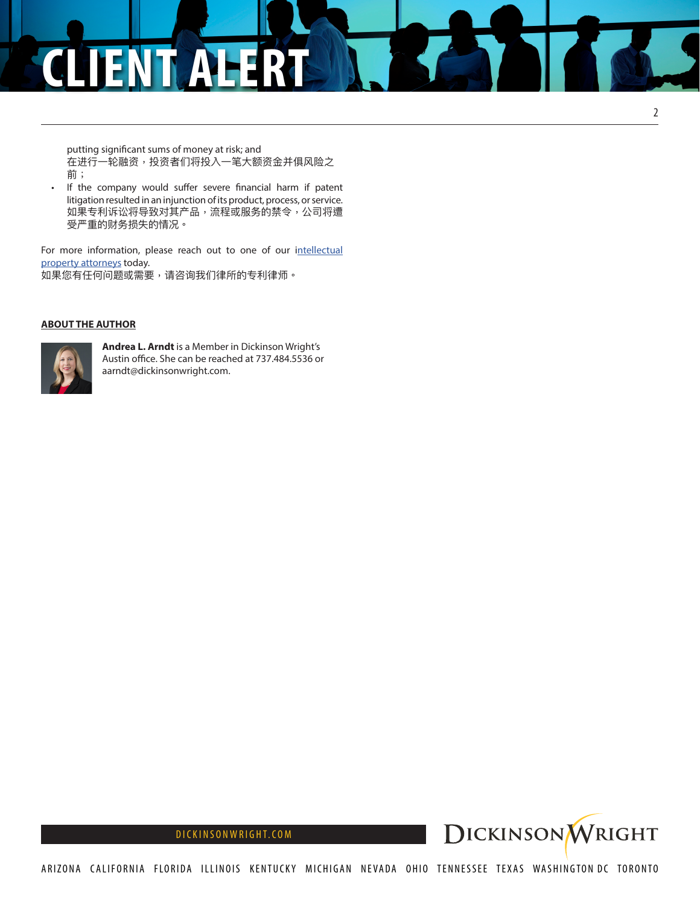putting significant sums of money at risk; and
在进行一轮融资，投资者们将投入一笔大额资金并俱风险之前；

- If the company would suffer severe financial harm if patent litigation resulted in an injunction of its product, process, or service.
如果专利诉讼将导致对其产品，流程或服务的禁令，公司将遭受严重的财务损失的情况。

For more information, please reach out to one of our intellectual property attorneys today.
如果您有任何问题或需要，请咨询我们律所的专利律师。

**ABOUT THE AUTHOR**

**Andrea L. Arndt** is a Member in Dickinson Wright's Austin office. She can be reached at 737.484.5536 or aarndt@dickinsonwright.com.